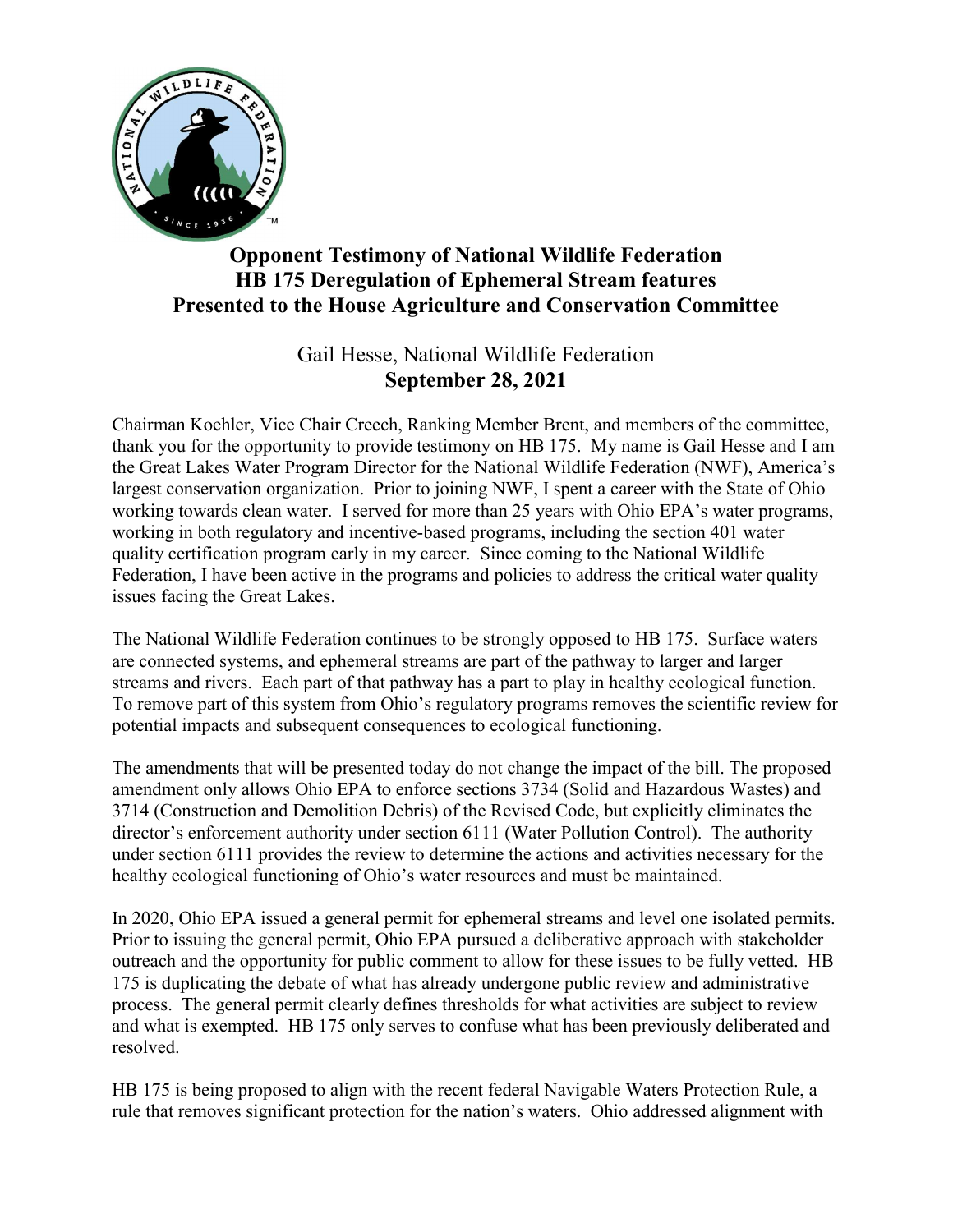# Opponent Testimony of National Wildlife Federation
# HB 175 Deregulation of Ephemeral Stream features
# Presented to the House Agriculture and Conservation Committee

Gail Hesse, National Wildlife Federation

**September 28, 2021**

Chairman Koehler, Vice Chair Creech, Ranking Member Brent, and members of the committee, thank you for the opportunity to provide testimony on HB 175. My name is Gail Hesse and I am the Great Lakes Water Program Director for the National Wildlife Federation (NWF), America's largest conservation organization. Prior to joining NWF, I spent a career with the State of Ohio working towards clean water. I served for more than 25 years with Ohio EPA's water programs, working in both regulatory and incentive-based programs, including the section 401 water quality certification program early in my career. Since coming to the National Wildlife Federation, I have been active in the programs and policies to address the critical water quality issues facing the Great Lakes.

The National Wildlife Federation continues to be strongly opposed to HB 175. Surface waters are connected systems, and ephemeral streams are part of the pathway to larger and larger streams and rivers. Each part of that pathway has a part to play in healthy ecological function. To remove part of this system from Ohio's regulatory programs removes the scientific review for potential impacts and subsequent consequences to ecological functioning.

The amendments that will be presented today do not change the impact of the bill. The proposed amendment only allows Ohio EPA to enforce sections 3734 (Solid and Hazardous Wastes) and 3714 (Construction and Demolition Debris) of the Revised Code, but explicitly eliminates the director's enforcement authority under section 6111 (Water Pollution Control). The authority under section 6111 provides the review to determine the actions and activities necessary for the healthy ecological functioning of Ohio's water resources and must be maintained.

In 2020, Ohio EPA issued a general permit for ephemeral streams and level one isolated permits. Prior to issuing the general permit, Ohio EPA pursued a deliberative approach with stakeholder outreach and the opportunity for public comment to allow for these issues to be fully vetted. HB 175 is duplicating the debate of what has already undergone public review and administrative process. The general permit clearly defines thresholds for what activities are subject to review and what is exempted. HB 175 only serves to confuse what has been previously deliberated and resolved.

HB 175 is being proposed to align with the recent federal Navigable Waters Protection Rule, a rule that removes significant protection for the nation's waters. Ohio addressed alignment with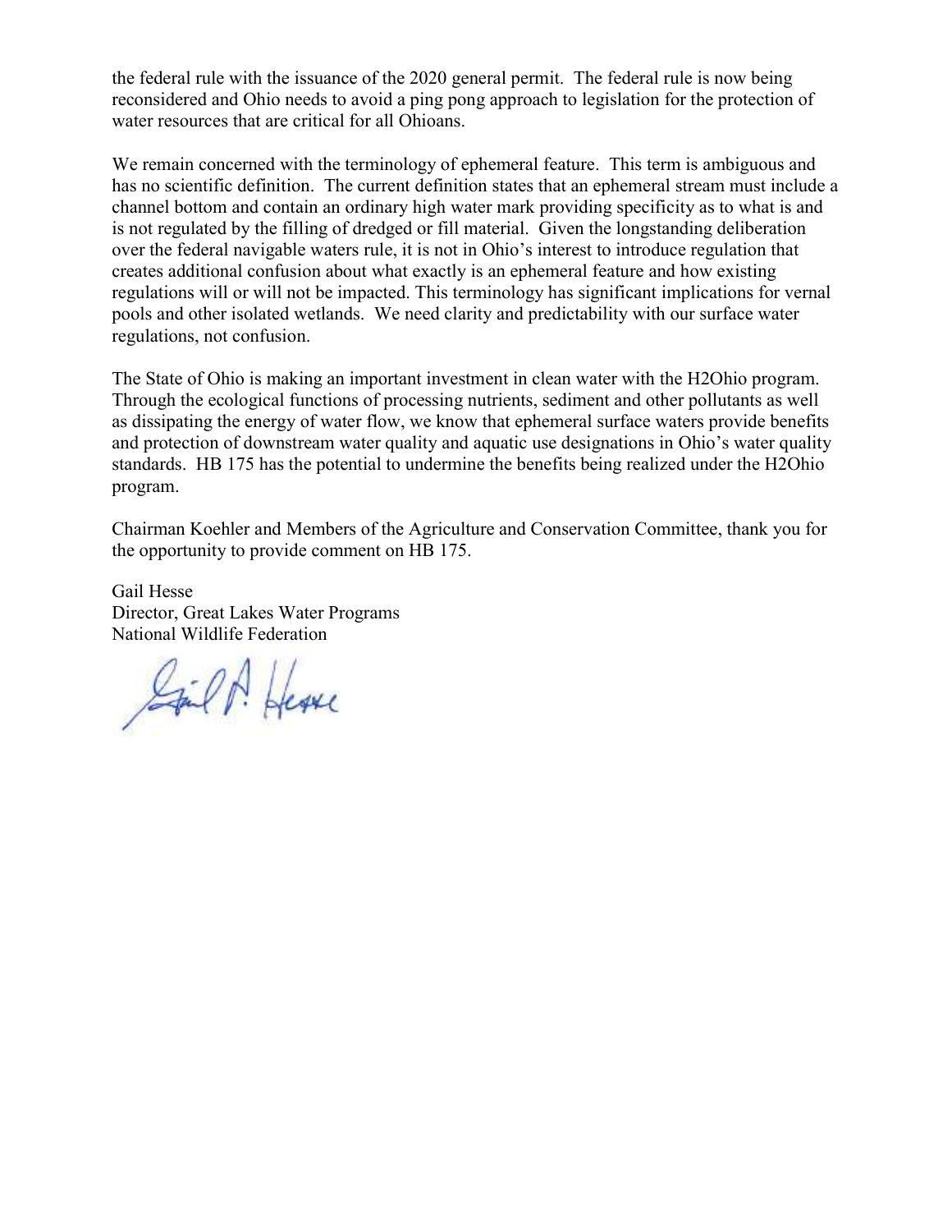the federal rule with the issuance of the 2020 general permit. The federal rule is now being reconsidered and Ohio needs to avoid a ping pong approach to legislation for the protection of water resources that are critical for all Ohioans.

We remain concerned with the terminology of ephemeral feature. This term is ambiguous and has no scientific definition. The current definition states that an ephemeral stream must include a channel bottom and contain an ordinary high water mark providing specificity as to what is and is not regulated by the filling of dredged or fill material. Given the longstanding deliberation over the federal navigable waters rule, it is not in Ohio's interest to introduce regulation that creates additional confusion about what exactly is an ephemeral feature and how existing regulations will or will not be impacted. This terminology has significant implications for vernal pools and other isolated wetlands. We need clarity and predictability with our surface water regulations, not confusion.

The State of Ohio is making an important investment in clean water with the H2Ohio program. Through the ecological functions of processing nutrients, sediment and other pollutants as well as dissipating the energy of water flow, we know that ephemeral surface waters provide benefits and protection of downstream water quality and aquatic use designations in Ohio's water quality standards. HB 175 has the potential to undermine the benefits being realized under the H2Ohio program.

Chairman Koehler and Members of the Agriculture and Conservation Committee, thank you for the opportunity to provide comment on HB 175.

Gail Hesse
Director, Great Lakes Water Programs
National Wildlife Federation